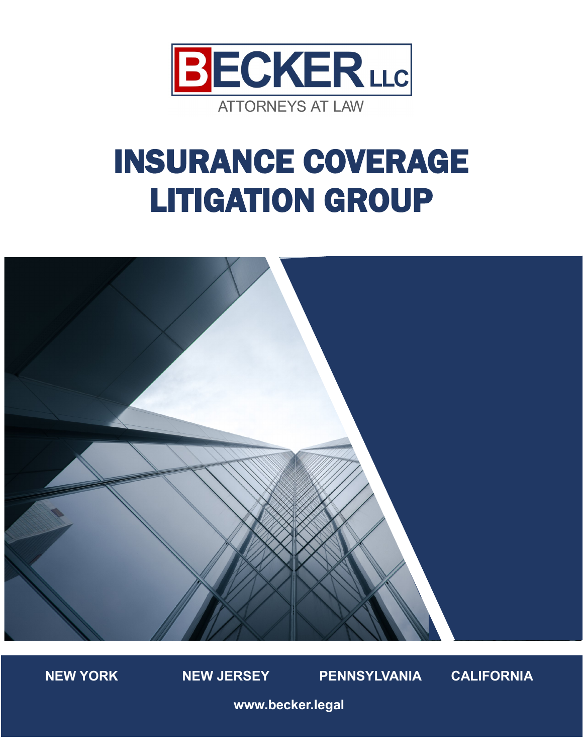**BECKER LLC**

ATTORNEYS AT LAW

# INSURANCE COVERAGE LITIGATION GROUP

**NEW YORK** **NEW JERSEY** **PENNSYLVANIA** **CALIFORNIA**

**www.becker.legal**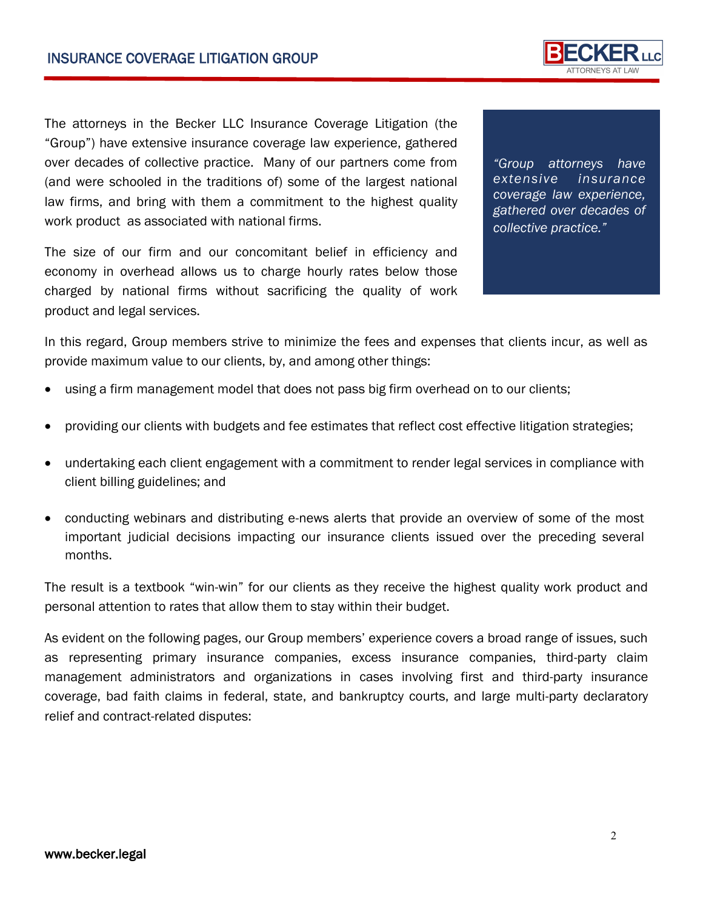The attorneys in the Becker LLC Insurance Coverage Litigation (the "Group") have extensive insurance coverage law experience, gathered over decades of collective practice. Many of our partners come from (and were schooled in the traditions of) some of the largest national law firms, and bring with them a commitment to the highest quality work product as associated with national firms.

> *"Group attorneys have extensive insurance coverage law experience, gathered over decades of collective practice."*

The size of our firm and our concomitant belief in efficiency and economy in overhead allows us to charge hourly rates below those charged by national firms without sacrificing the quality of work product and legal services.

In this regard, Group members strive to minimize the fees and expenses that clients incur, as well as provide maximum value to our clients, by, and among other things:

- using a firm management model that does not pass big firm overhead on to our clients;
- providing our clients with budgets and fee estimates that reflect cost effective litigation strategies;
- undertaking each client engagement with a commitment to render legal services in compliance with client billing guidelines; and
- conducting webinars and distributing e-news alerts that provide an overview of some of the most important judicial decisions impacting our insurance clients issued over the preceding several months.

The result is a textbook "win-win" for our clients as they receive the highest quality work product and personal attention to rates that allow them to stay within their budget.

As evident on the following pages, our Group members' experience covers a broad range of issues, such as representing primary insurance companies, excess insurance companies, third-party claim management administrators and organizations in cases involving first and third-party insurance coverage, bad faith claims in federal, state, and bankruptcy courts, and large multi-party declaratory relief and contract-related disputes: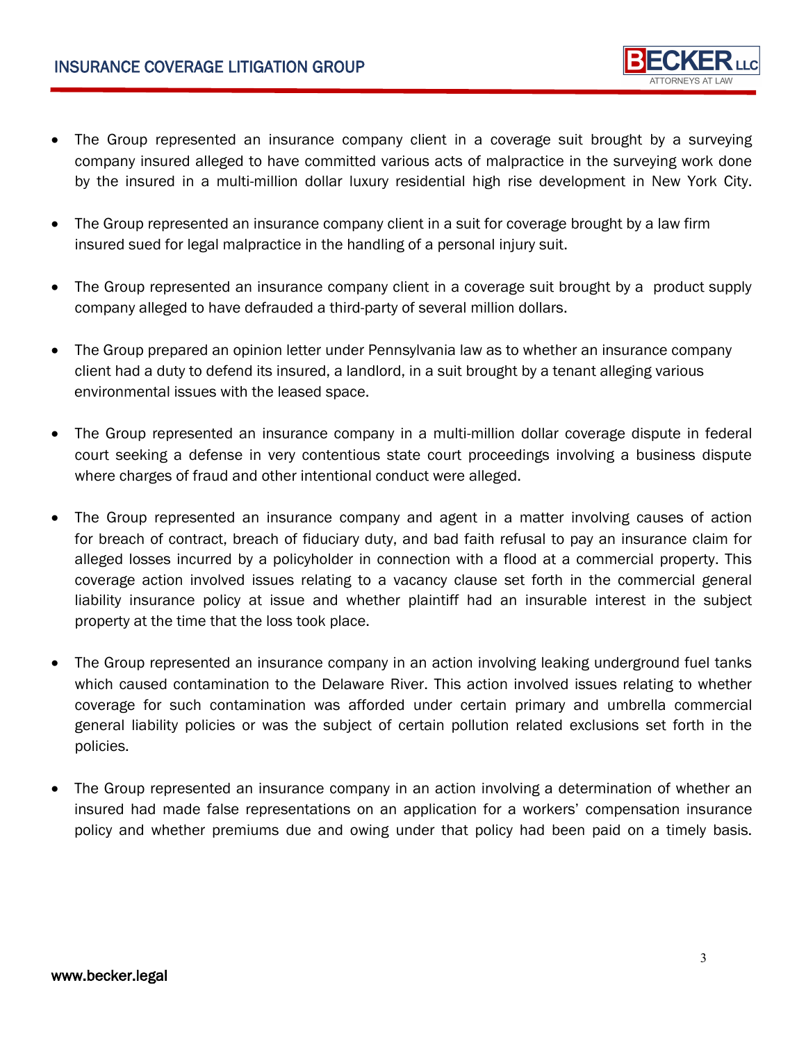- The Group represented an insurance company client in a coverage suit brought by a surveying company insured alleged to have committed various acts of malpractice in the surveying work done by the insured in a multi-million dollar luxury residential high rise development in New York City.

- The Group represented an insurance company client in a suit for coverage brought by a law firm insured sued for legal malpractice in the handling of a personal injury suit.

- The Group represented an insurance company client in a coverage suit brought by a product supply company alleged to have defrauded a third-party of several million dollars.

- The Group prepared an opinion letter under Pennsylvania law as to whether an insurance company client had a duty to defend its insured, a landlord, in a suit brought by a tenant alleging various environmental issues with the leased space.

- The Group represented an insurance company in a multi-million dollar coverage dispute in federal court seeking a defense in very contentious state court proceedings involving a business dispute where charges of fraud and other intentional conduct were alleged.

- The Group represented an insurance company and agent in a matter involving causes of action for breach of contract, breach of fiduciary duty, and bad faith refusal to pay an insurance claim for alleged losses incurred by a policyholder in connection with a flood at a commercial property. This coverage action involved issues relating to a vacancy clause set forth in the commercial general liability insurance policy at issue and whether plaintiff had an insurable interest in the subject property at the time that the loss took place.

- The Group represented an insurance company in an action involving leaking underground fuel tanks which caused contamination to the Delaware River. This action involved issues relating to whether coverage for such contamination was afforded under certain primary and umbrella commercial general liability policies or was the subject of certain pollution related exclusions set forth in the policies.

- The Group represented an insurance company in an action involving a determination of whether an insured had made false representations on an application for a workers' compensation insurance policy and whether premiums due and owing under that policy had been paid on a timely basis.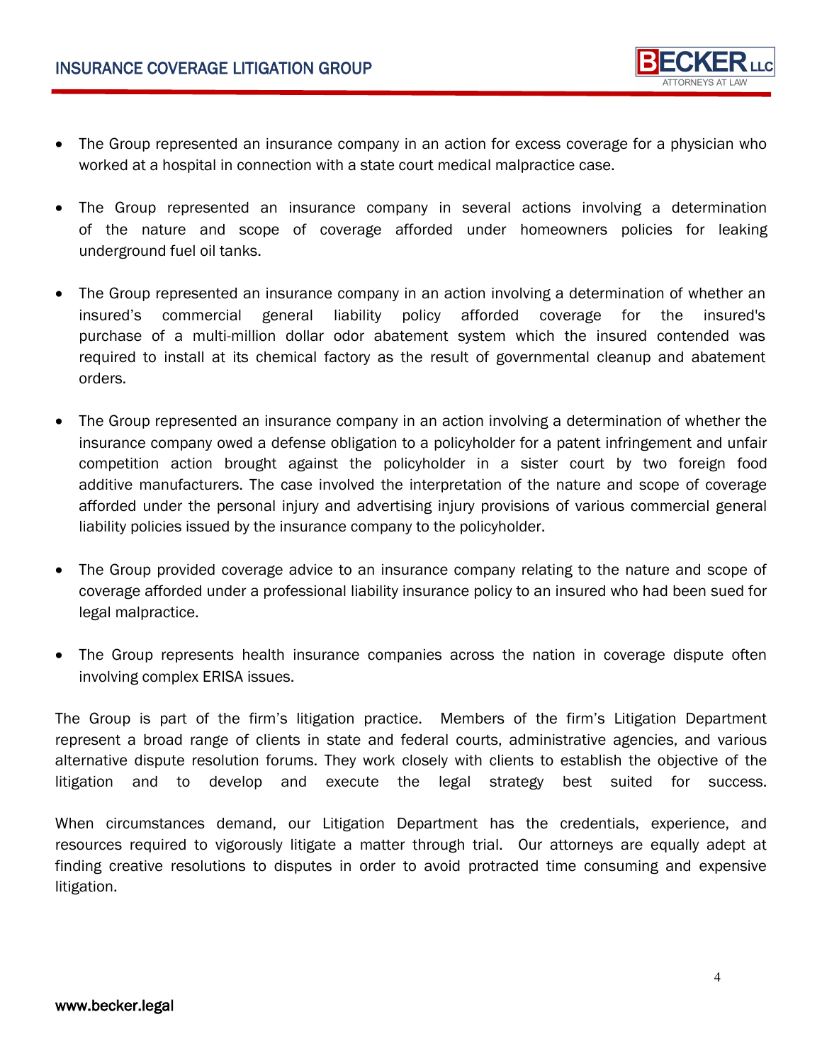- The Group represented an insurance company in an action for excess coverage for a physician who worked at a hospital in connection with a state court medical malpractice case.

- The Group represented an insurance company in several actions involving a determination of the nature and scope of coverage afforded under homeowners policies for leaking underground fuel oil tanks.

- The Group represented an insurance company in an action involving a determination of whether an insured's commercial general liability policy afforded coverage for the insured's purchase of a multi-million dollar odor abatement system which the insured contended was required to install at its chemical factory as the result of governmental cleanup and abatement orders.

- The Group represented an insurance company in an action involving a determination of whether the insurance company owed a defense obligation to a policyholder for a patent infringement and unfair competition action brought against the policyholder in a sister court by two foreign food additive manufacturers. The case involved the interpretation of the nature and scope of coverage afforded under the personal injury and advertising injury provisions of various commercial general liability policies issued by the insurance company to the policyholder.

- The Group provided coverage advice to an insurance company relating to the nature and scope of coverage afforded under a professional liability insurance policy to an insured who had been sued for legal malpractice.

- The Group represents health insurance companies across the nation in coverage dispute often involving complex ERISA issues.

The Group is part of the firm's litigation practice. Members of the firm's Litigation Department represent a broad range of clients in state and federal courts, administrative agencies, and various alternative dispute resolution forums. They work closely with clients to establish the objective of the litigation and to develop and execute the legal strategy best suited for success.

When circumstances demand, our Litigation Department has the credentials, experience, and resources required to vigorously litigate a matter through trial. Our attorneys are equally adept at finding creative resolutions to disputes in order to avoid protracted time consuming and expensive litigation.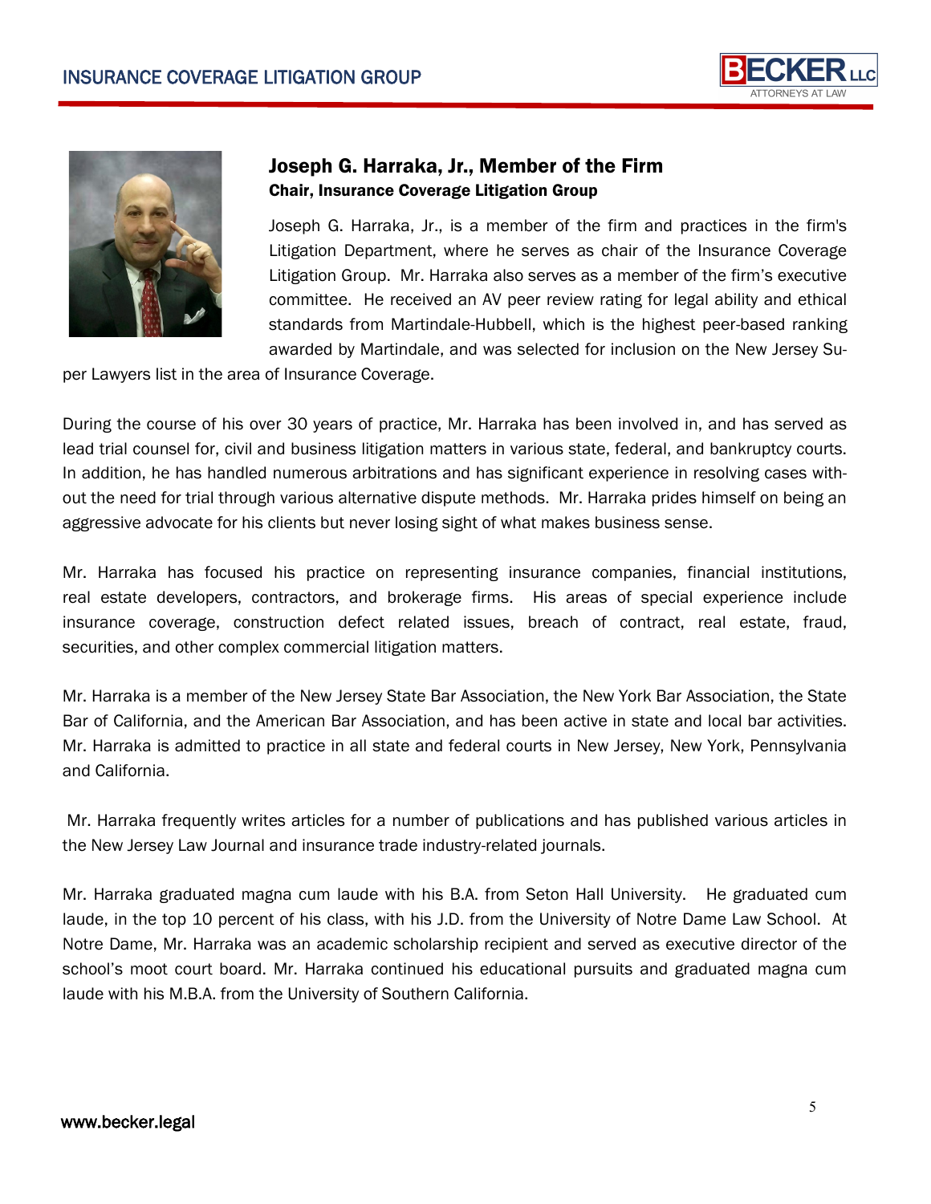## Joseph G. Harraka, Jr., Member of the Firm

### Chair, Insurance Coverage Litigation Group

Joseph G. Harraka, Jr., is a member of the firm and practices in the firm's Litigation Department, where he serves as chair of the Insurance Coverage Litigation Group. Mr. Harraka also serves as a member of the firm's executive committee. He received an AV peer review rating for legal ability and ethical standards from Martindale-Hubbell, which is the highest peer-based ranking awarded by Martindale, and was selected for inclusion on the New Jersey Super Lawyers list in the area of Insurance Coverage.

During the course of his over 30 years of practice, Mr. Harraka has been involved in, and has served as lead trial counsel for, civil and business litigation matters in various state, federal, and bankruptcy courts. In addition, he has handled numerous arbitrations and has significant experience in resolving cases without the need for trial through various alternative dispute methods. Mr. Harraka prides himself on being an aggressive advocate for his clients but never losing sight of what makes business sense.

Mr. Harraka has focused his practice on representing insurance companies, financial institutions, real estate developers, contractors, and brokerage firms. His areas of special experience include insurance coverage, construction defect related issues, breach of contract, real estate, fraud, securities, and other complex commercial litigation matters.

Mr. Harraka is a member of the New Jersey State Bar Association, the New York Bar Association, the State Bar of California, and the American Bar Association, and has been active in state and local bar activities. Mr. Harraka is admitted to practice in all state and federal courts in New Jersey, New York, Pennsylvania and California.

Mr. Harraka frequently writes articles for a number of publications and has published various articles in the New Jersey Law Journal and insurance trade industry-related journals.

Mr. Harraka graduated magna cum laude with his B.A. from Seton Hall University. He graduated cum laude, in the top 10 percent of his class, with his J.D. from the University of Notre Dame Law School. At Notre Dame, Mr. Harraka was an academic scholarship recipient and served as executive director of the school's moot court board. Mr. Harraka continued his educational pursuits and graduated magna cum laude with his M.B.A. from the University of Southern California.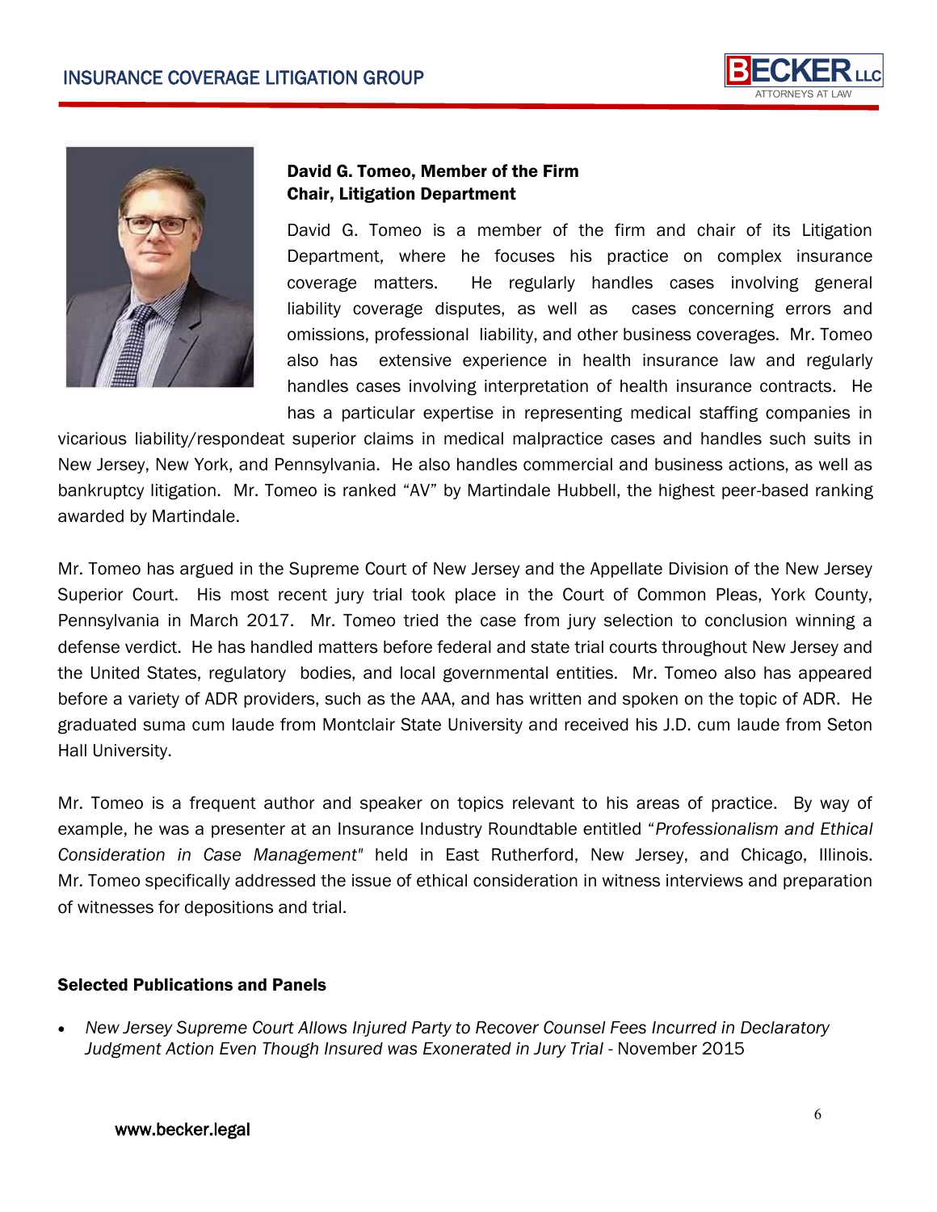**David G. Tomeo, Member of the Firm**
**Chair, Litigation Department**

David G. Tomeo is a member of the firm and chair of its Litigation Department, where he focuses his practice on complex insurance coverage matters. He regularly handles cases involving general liability coverage disputes, as well as cases concerning errors and omissions, professional liability, and other business coverages. Mr. Tomeo also has extensive experience in health insurance law and regularly handles cases involving interpretation of health insurance contracts. He has a particular expertise in representing medical staffing companies in vicarious liability/respondeat superior claims in medical malpractice cases and handles such suits in New Jersey, New York, and Pennsylvania. He also handles commercial and business actions, as well as bankruptcy litigation. Mr. Tomeo is ranked "AV" by Martindale Hubbell, the highest peer-based ranking awarded by Martindale.

Mr. Tomeo has argued in the Supreme Court of New Jersey and the Appellate Division of the New Jersey Superior Court. His most recent jury trial took place in the Court of Common Pleas, York County, Pennsylvania in March 2017. Mr. Tomeo tried the case from jury selection to conclusion winning a defense verdict. He has handled matters before federal and state trial courts throughout New Jersey and the United States, regulatory bodies, and local governmental entities. Mr. Tomeo also has appeared before a variety of ADR providers, such as the AAA, and has written and spoken on the topic of ADR. He graduated suma cum laude from Montclair State University and received his J.D. cum laude from Seton Hall University.

Mr. Tomeo is a frequent author and speaker on topics relevant to his areas of practice. By way of example, he was a presenter at an Insurance Industry Roundtable entitled "*Professionalism and Ethical Consideration in Case Management*" held in East Rutherford, New Jersey, and Chicago, Illinois. Mr. Tomeo specifically addressed the issue of ethical consideration in witness interviews and preparation of witnesses for depositions and trial.

**Selected Publications and Panels**

- *New Jersey Supreme Court Allows Injured Party to Recover Counsel Fees Incurred in Declaratory Judgment Action Even Though Insured was Exonerated in Jury Trial* - November 2015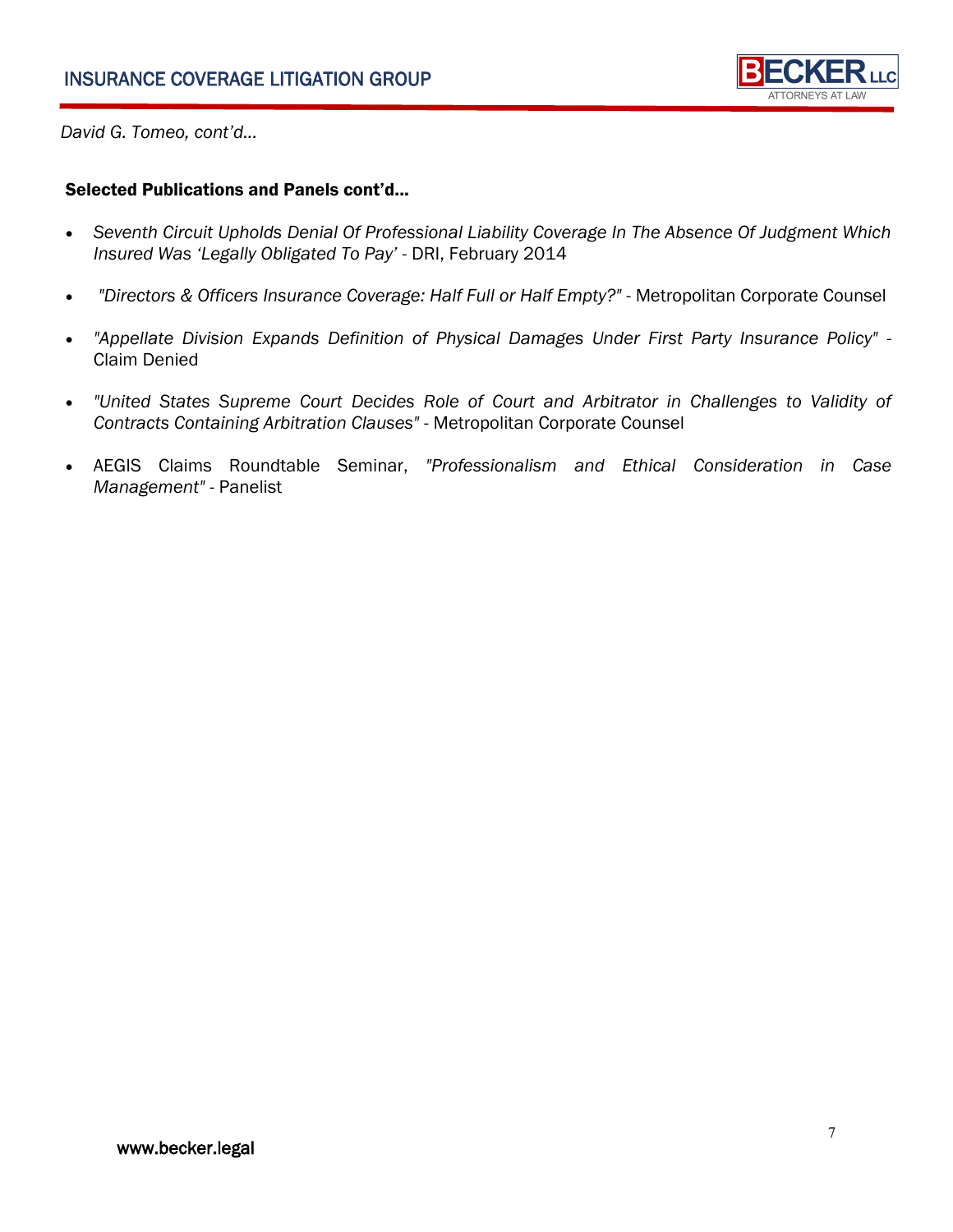*David G. Tomeo, cont'd…*

**Selected Publications and Panels cont'd…**

- *Seventh Circuit Upholds Denial Of Professional Liability Coverage In The Absence Of Judgment Which Insured Was 'Legally Obligated To Pay'* - DRI, February 2014
- *"Directors & Officers Insurance Coverage: Half Full or Half Empty?"* - Metropolitan Corporate Counsel
- *"Appellate Division Expands Definition of Physical Damages Under First Party Insurance Policy"* - Claim Denied
- *"United States Supreme Court Decides Role of Court and Arbitrator in Challenges to Validity of Contracts Containing Arbitration Clauses"* - Metropolitan Corporate Counsel
- AEGIS Claims Roundtable Seminar, *"Professionalism and Ethical Consideration in Case Management"* - Panelist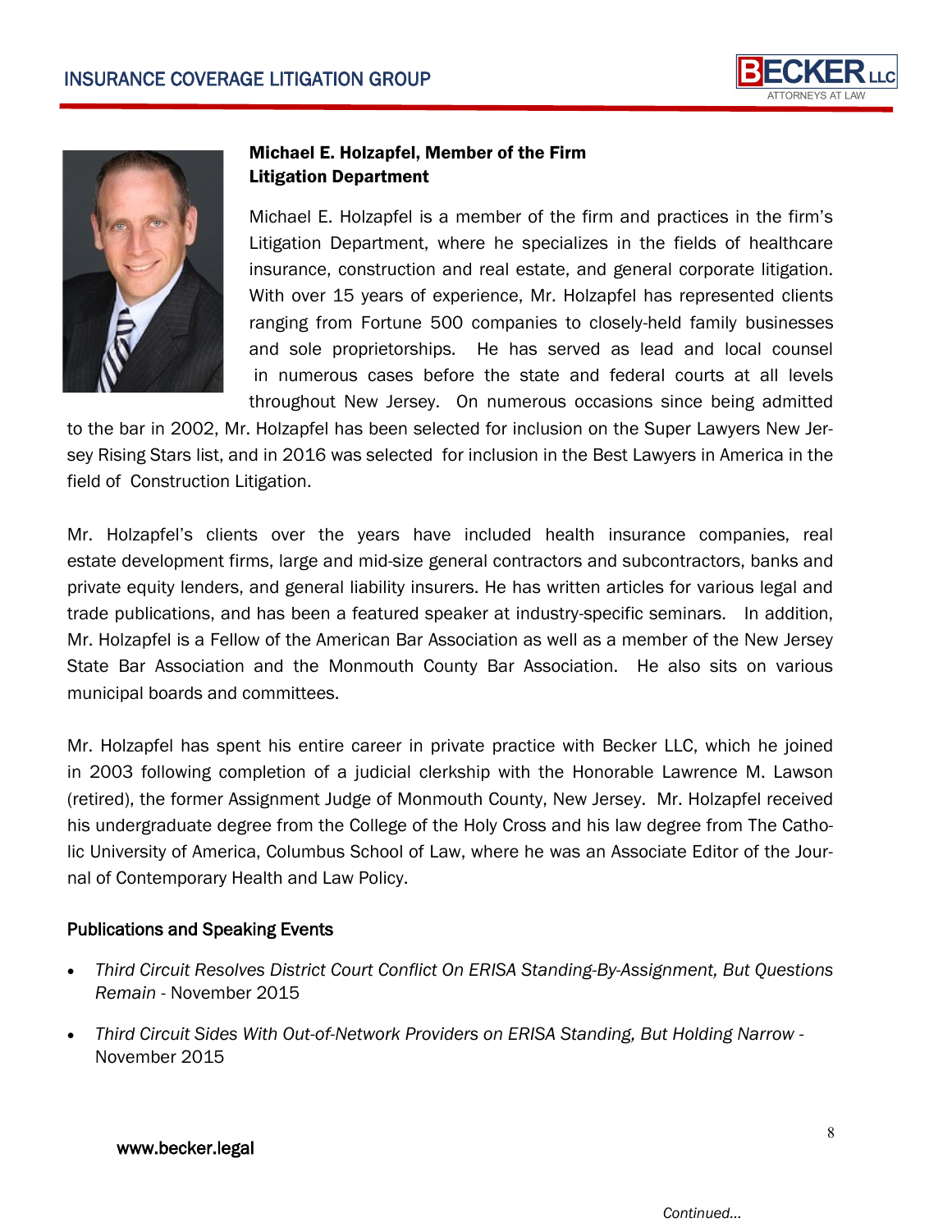**Michael E. Holzapfel, Member of the Firm**
**Litigation Department**

Michael E. Holzapfel is a member of the firm and practices in the firm's Litigation Department, where he specializes in the fields of healthcare insurance, construction and real estate, and general corporate litigation. With over 15 years of experience, Mr. Holzapfel has represented clients ranging from Fortune 500 companies to closely-held family businesses and sole proprietorships. He has served as lead and local counsel in numerous cases before the state and federal courts at all levels throughout New Jersey. On numerous occasions since being admitted to the bar in 2002, Mr. Holzapfel has been selected for inclusion on the Super Lawyers New Jersey Rising Stars list, and in 2016 was selected for inclusion in the Best Lawyers in America in the field of Construction Litigation.

Mr. Holzapfel's clients over the years have included health insurance companies, real estate development firms, large and mid-size general contractors and subcontractors, banks and private equity lenders, and general liability insurers. He has written articles for various legal and trade publications, and has been a featured speaker at industry-specific seminars. In addition, Mr. Holzapfel is a Fellow of the American Bar Association as well as a member of the New Jersey State Bar Association and the Monmouth County Bar Association. He also sits on various municipal boards and committees.

Mr. Holzapfel has spent his entire career in private practice with Becker LLC, which he joined in 2003 following completion of a judicial clerkship with the Honorable Lawrence M. Lawson (retired), the former Assignment Judge of Monmouth County, New Jersey. Mr. Holzapfel received his undergraduate degree from the College of the Holy Cross and his law degree from The Catholic University of America, Columbus School of Law, where he was an Associate Editor of the Journal of Contemporary Health and Law Policy.

## Publications and Speaking Events

- *Third Circuit Resolves District Court Conflict On ERISA Standing-By-Assignment, But Questions Remain* - November 2015
- *Third Circuit Sides With Out-of-Network Providers on ERISA Standing, But Holding Narrow* - November 2015

*Continued…*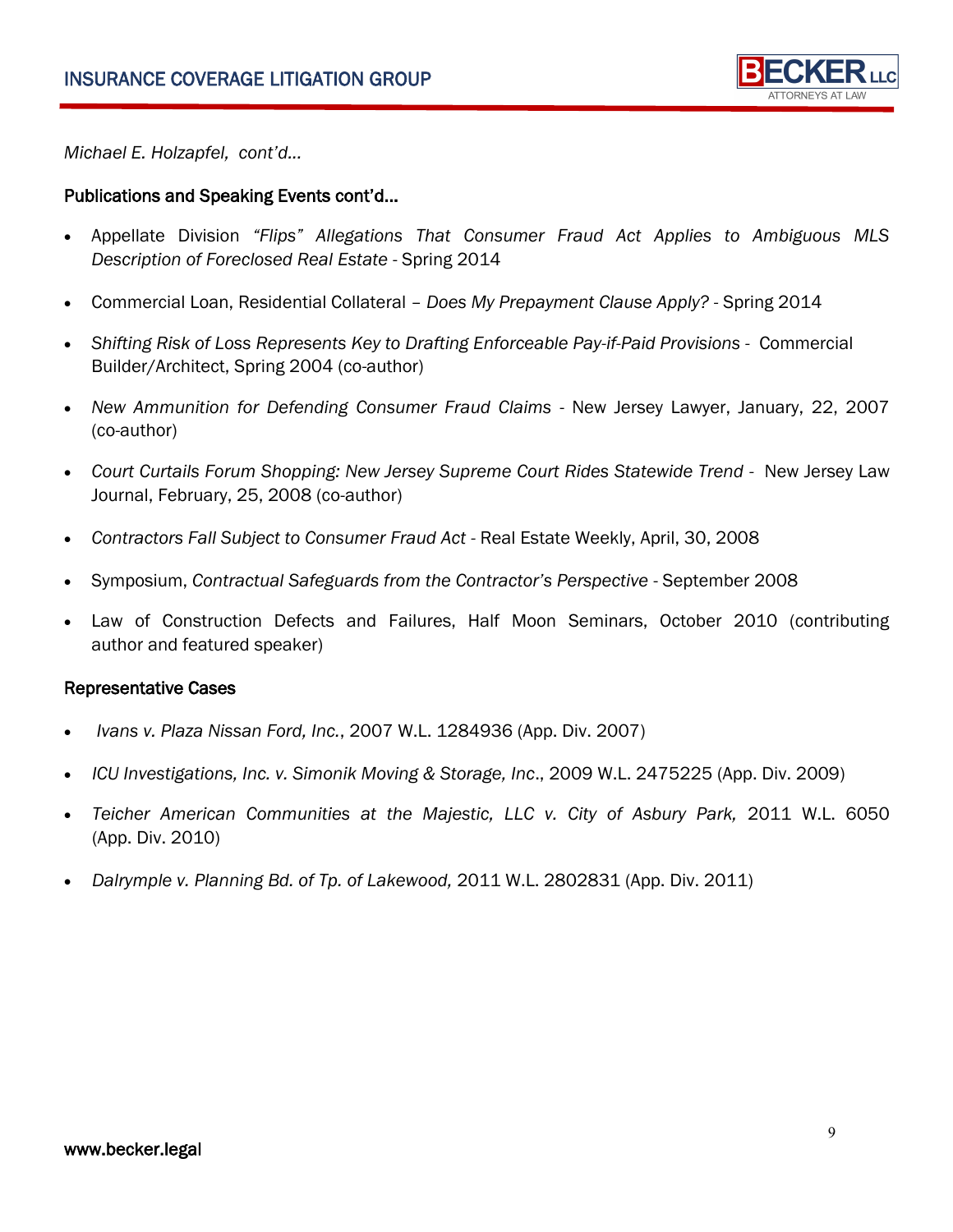*Michael E. Holzapfel, cont'd…*

## Publications and Speaking Events cont'd…

- Appellate Division *"Flips" Allegations That Consumer Fraud Act Applies to Ambiguous MLS Description of Foreclosed Real Estate* - Spring 2014
- Commercial Loan, Residential Collateral – *Does My Prepayment Clause Apply?* - Spring 2014
- *Shifting Risk of Loss Represents Key to Drafting Enforceable Pay-if-Paid Provisions* - Commercial Builder/Architect, Spring 2004 (co-author)
- *New Ammunition for Defending Consumer Fraud Claims* - New Jersey Lawyer, January, 22, 2007 (co-author)
- *Court Curtails Forum Shopping: New Jersey Supreme Court Rides Statewide Trend* - New Jersey Law Journal, February, 25, 2008 (co-author)
- *Contractors Fall Subject to Consumer Fraud Act* - Real Estate Weekly, April, 30, 2008
- Symposium, *Contractual Safeguards from the Contractor's Perspective* - September 2008
- Law of Construction Defects and Failures, Half Moon Seminars, October 2010 (contributing author and featured speaker)

## Representative Cases

- *Ivans v. Plaza Nissan Ford, Inc.*, 2007 W.L. 1284936 (App. Div. 2007)
- *ICU Investigations, Inc. v. Simonik Moving & Storage, Inc*., 2009 W.L. 2475225 (App. Div. 2009)
- *Teicher American Communities at the Majestic, LLC v. City of Asbury Park,* 2011 W.L. 6050 (App. Div. 2010)
- *Dalrymple v. Planning Bd. of Tp. of Lakewood,* 2011 W.L. 2802831 (App. Div. 2011)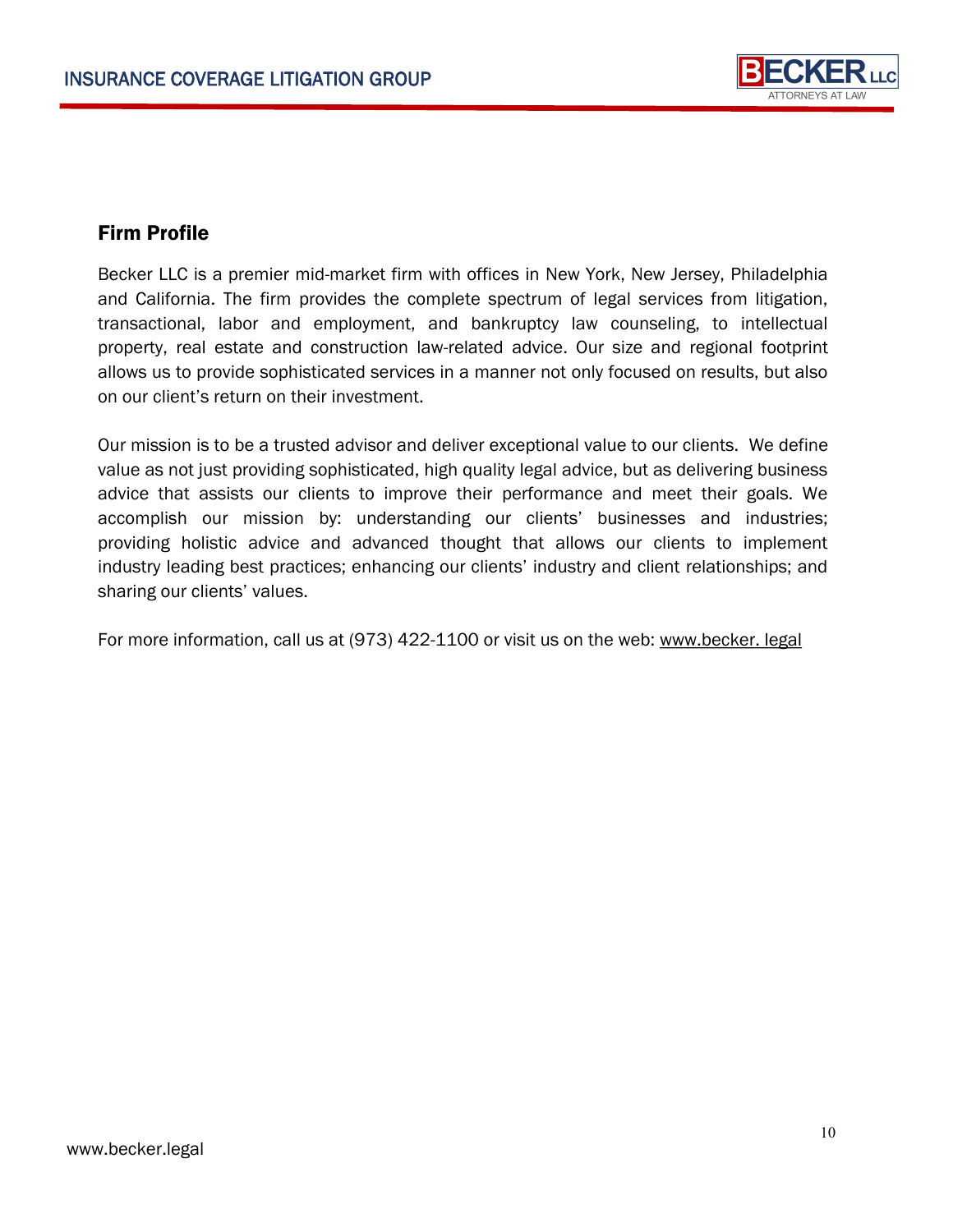## Firm Profile

Becker LLC is a premier mid-market firm with offices in New York, New Jersey, Philadelphia and California. The firm provides the complete spectrum of legal services from litigation, transactional, labor and employment, and bankruptcy law counseling, to intellectual property, real estate and construction law-related advice. Our size and regional footprint allows us to provide sophisticated services in a manner not only focused on results, but also on our client's return on their investment.

Our mission is to be a trusted advisor and deliver exceptional value to our clients. We define value as not just providing sophisticated, high quality legal advice, but as delivering business advice that assists our clients to improve their performance and meet their goals. We accomplish our mission by: understanding our clients' businesses and industries; providing holistic advice and advanced thought that allows our clients to implement industry leading best practices; enhancing our clients' industry and client relationships; and sharing our clients' values.

For more information, call us at (973) 422-1100 or visit us on the web: www.becker. legal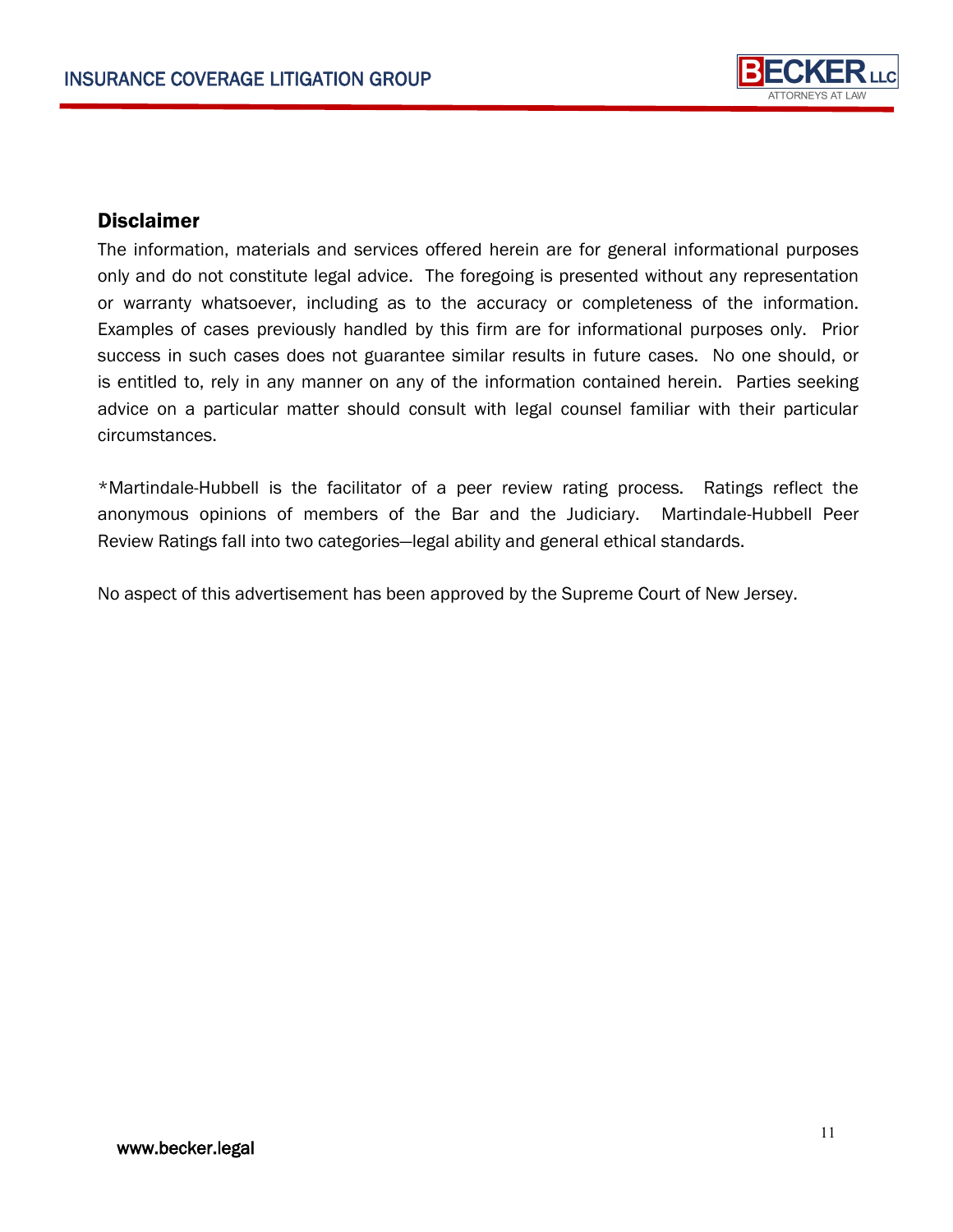## Disclaimer

The information, materials and services offered herein are for general informational purposes only and do not constitute legal advice. The foregoing is presented without any representation or warranty whatsoever, including as to the accuracy or completeness of the information. Examples of cases previously handled by this firm are for informational purposes only. Prior success in such cases does not guarantee similar results in future cases. No one should, or is entitled to, rely in any manner on any of the information contained herein. Parties seeking advice on a particular matter should consult with legal counsel familiar with their particular circumstances.

*Martindale-Hubbell is the facilitator of a peer review rating process. Ratings reflect the anonymous opinions of members of the Bar and the Judiciary. Martindale-Hubbell Peer Review Ratings fall into two categories—legal ability and general ethical standards.

No aspect of this advertisement has been approved by the Supreme Court of New Jersey.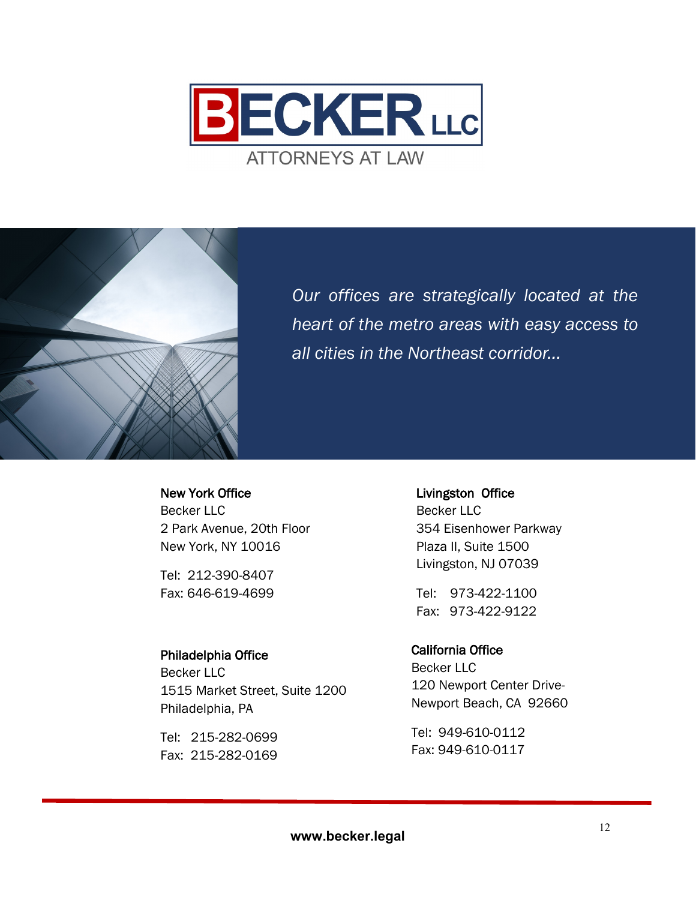# BECKER LLC

ATTORNEYS AT LAW

*Our offices are strategically located at the heart of the metro areas with easy access to all cities in the Northeast corridor...*

**New York Office**
Becker LLC
2 Park Avenue, 20th Floor
New York, NY 10016

Tel: 212-390-8407
Fax: 646-619-4699

**Livingston Office**
Becker LLC
354 Eisenhower Parkway
Plaza II, Suite 1500
Livingston, NJ 07039

Tel: 973-422-1100
Fax: 973-422-9122

**Philadelphia Office**
Becker LLC
1515 Market Street, Suite 1200
Philadelphia, PA

Tel: 215-282-0699
Fax: 215-282-0169

**California Office**
Becker LLC
120 Newport Center Drive-
Newport Beach, CA 92660

Tel: 949-610-0112
Fax: 949-610-0117

**www.becker.legal**